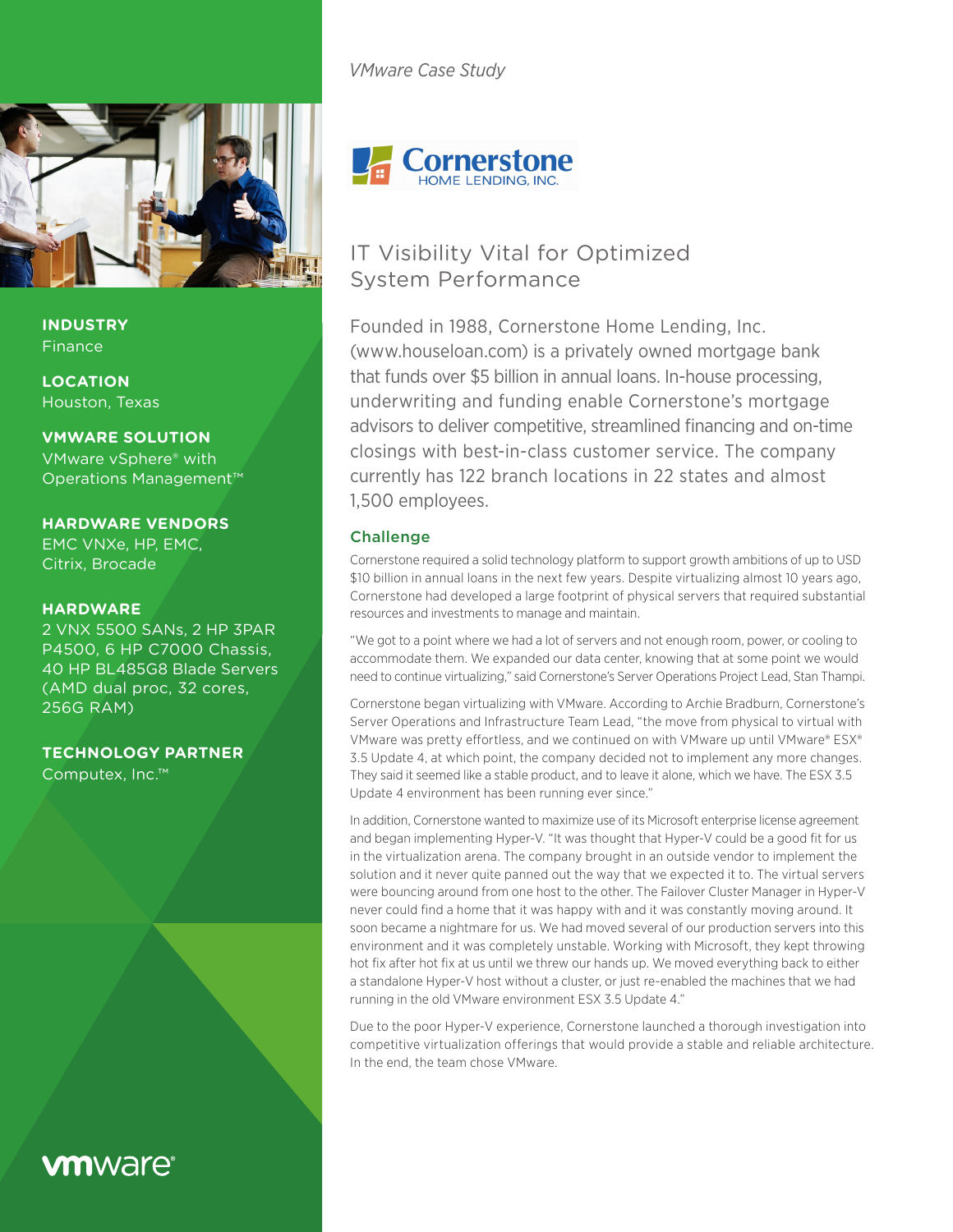*VMware Case Study*

Cornerstone HOME LENDING, INC.

# IT Visibility Vital for Optimized System Performance

Founded in 1988, Cornerstone Home Lending, Inc. (www.houseloan.com) is a privately owned mortgage bank that funds over $5 billion in annual loans. In-house processing, underwriting and funding enable Cornerstone's mortgage advisors to deliver competitive, streamlined financing and on-time closings with best-in-class customer service. The company currently has 122 branch locations in 22 states and almost 1,500 employees.

**INDUSTRY**
Finance

**LOCATION**
Houston, Texas

**VMWARE SOLUTION**
VMware vSphere® with Operations Management™

**HARDWARE VENDORS**
EMC VNXe, HP, EMC, Citrix, Brocade

**HARDWARE**
2 VNX 5500 SANs, 2 HP 3PAR P4500, 6 HP C7000 Chassis, 40 HP BL485G8 Blade Servers (AMD dual proc, 32 cores, 256G RAM)

**TECHNOLOGY PARTNER**
Computex, Inc.™

## Challenge

Cornerstone required a solid technology platform to support growth ambitions of up to USD $10 billion in annual loans in the next few years. Despite virtualizing almost 10 years ago, Cornerstone had developed a large footprint of physical servers that required substantial resources and investments to manage and maintain.

"We got to a point where we had a lot of servers and not enough room, power, or cooling to accommodate them. We expanded our data center, knowing that at some point we would need to continue virtualizing," said Cornerstone's Server Operations Project Lead, Stan Thampi.

Cornerstone began virtualizing with VMware. According to Archie Bradburn, Cornerstone's Server Operations and Infrastructure Team Lead, "the move from physical to virtual with VMware was pretty effortless, and we continued on with VMware up until VMware® ESX® 3.5 Update 4, at which point, the company decided not to implement any more changes. They said it seemed like a stable product, and to leave it alone, which we have. The ESX 3.5 Update 4 environment has been running ever since."

In addition, Cornerstone wanted to maximize use of its Microsoft enterprise license agreement and began implementing Hyper-V. "It was thought that Hyper-V could be a good fit for us in the virtualization arena. The company brought in an outside vendor to implement the solution and it never quite panned out the way that we expected it to. The virtual servers were bouncing around from one host to the other. The Failover Cluster Manager in Hyper-V never could find a home that it was happy with and it was constantly moving around. It soon became a nightmare for us. We had moved several of our production servers into this environment and it was completely unstable. Working with Microsoft, they kept throwing hot fix after hot fix at us until we threw our hands up. We moved everything back to either a standalone Hyper-V host without a cluster, or just re-enabled the machines that we had running in the old VMware environment ESX 3.5 Update 4."

Due to the poor Hyper-V experience, Cornerstone launched a thorough investigation into competitive virtualization offerings that would provide a stable and reliable architecture. In the end, the team chose VMware.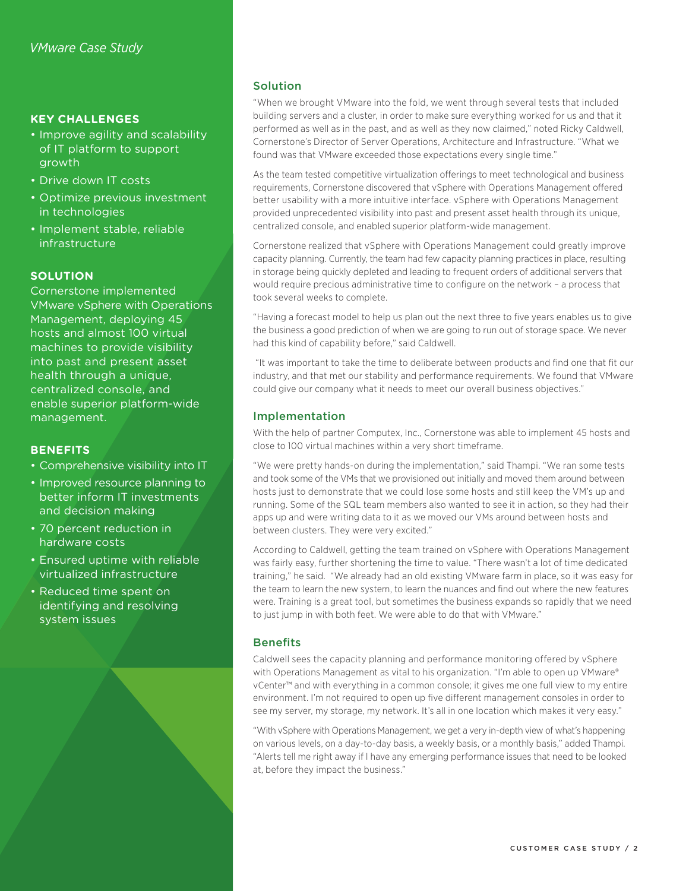*VMware Case Study*

**KEY CHALLENGES**

- Improve agility and scalability of IT platform to support growth
- Drive down IT costs
- Optimize previous investment in technologies
- Implement stable, reliable infrastructure

**SOLUTION**

Cornerstone implemented VMware vSphere with Operations Management, deploying 45 hosts and almost 100 virtual machines to provide visibility into past and present asset health through a unique, centralized console, and enable superior platform-wide management.

**BENEFITS**

- Comprehensive visibility into IT
- Improved resource planning to better inform IT investments and decision making
- 70 percent reduction in hardware costs
- Ensured uptime with reliable virtualized infrastructure
- Reduced time spent on identifying and resolving system issues

## Solution

"When we brought VMware into the fold, we went through several tests that included building servers and a cluster, in order to make sure everything worked for us and that it performed as well as in the past, and as well as they now claimed," noted Ricky Caldwell, Cornerstone's Director of Server Operations, Architecture and Infrastructure. "What we found was that VMware exceeded those expectations every single time."

As the team tested competitive virtualization offerings to meet technological and business requirements, Cornerstone discovered that vSphere with Operations Management offered better usability with a more intuitive interface. vSphere with Operations Management provided unprecedented visibility into past and present asset health through its unique, centralized console, and enabled superior platform-wide management.

Cornerstone realized that vSphere with Operations Management could greatly improve capacity planning. Currently, the team had few capacity planning practices in place, resulting in storage being quickly depleted and leading to frequent orders of additional servers that would require precious administrative time to configure on the network – a process that took several weeks to complete.

"Having a forecast model to help us plan out the next three to five years enables us to give the business a good prediction of when we are going to run out of storage space. We never had this kind of capability before," said Caldwell.

"It was important to take the time to deliberate between products and find one that fit our industry, and that met our stability and performance requirements. We found that VMware could give our company what it needs to meet our overall business objectives."

## Implementation

With the help of partner Computex, Inc., Cornerstone was able to implement 45 hosts and close to 100 virtual machines within a very short timeframe.

"We were pretty hands-on during the implementation," said Thampi. "We ran some tests and took some of the VMs that we provisioned out initially and moved them around between hosts just to demonstrate that we could lose some hosts and still keep the VM's up and running. Some of the SQL team members also wanted to see it in action, so they had their apps up and were writing data to it as we moved our VMs around between hosts and between clusters. They were very excited."

According to Caldwell, getting the team trained on vSphere with Operations Management was fairly easy, further shortening the time to value. "There wasn't a lot of time dedicated training," he said. "We already had an old existing VMware farm in place, so it was easy for the team to learn the new system, to learn the nuances and find out where the new features were. Training is a great tool, but sometimes the business expands so rapidly that we need to just jump in with both feet. We were able to do that with VMware."

## Benefits

Caldwell sees the capacity planning and performance monitoring offered by vSphere with Operations Management as vital to his organization. "I'm able to open up VMware® vCenter™ and with everything in a common console; it gives me one full view to my entire environment. I'm not required to open up five different management consoles in order to see my server, my storage, my network. It's all in one location which makes it very easy."

"With vSphere with Operations Management, we get a very in-depth view of what's happening on various levels, on a day-to-day basis, a weekly basis, or a monthly basis," added Thampi. "Alerts tell me right away if I have any emerging performance issues that need to be looked at, before they impact the business."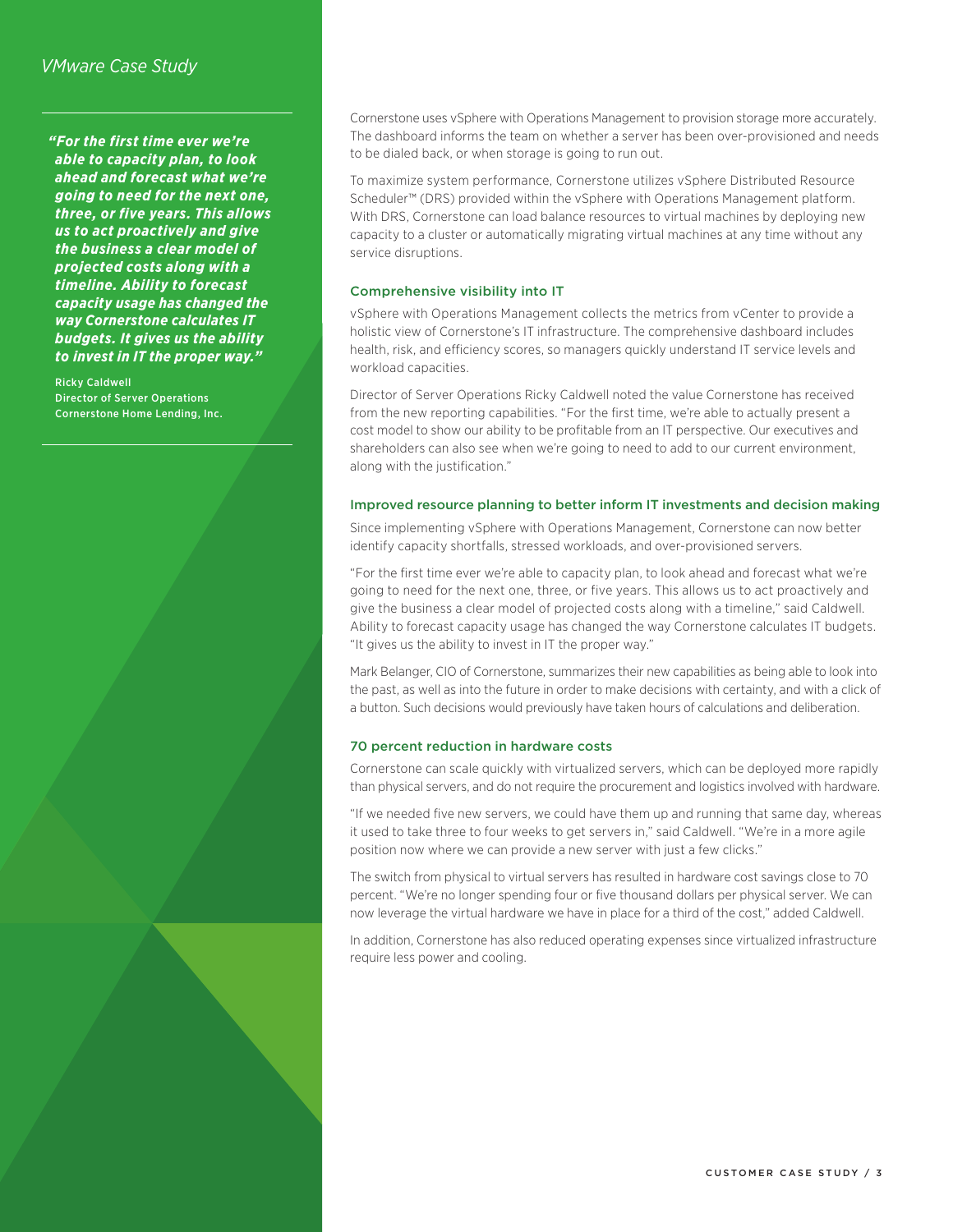*"For the first time ever we're able to capacity plan, to look ahead and forecast what we're going to need for the next one, three, or five years. This allows us to act proactively and give the business a clear model of projected costs along with a timeline. Ability to forecast capacity usage has changed the way Cornerstone calculates IT budgets. It gives us the ability to invest in IT the proper way."*

Ricky Caldwell
Director of Server Operations
Cornerstone Home Lending, Inc.

Cornerstone uses vSphere with Operations Management to provision storage more accurately. The dashboard informs the team on whether a server has been over-provisioned and needs to be dialed back, or when storage is going to run out.

To maximize system performance, Cornerstone utilizes vSphere Distributed Resource Scheduler™ (DRS) provided within the vSphere with Operations Management platform. With DRS, Cornerstone can load balance resources to virtual machines by deploying new capacity to a cluster or automatically migrating virtual machines at any time without any service disruptions.

### Comprehensive visibility into IT

vSphere with Operations Management collects the metrics from vCenter to provide a holistic view of Cornerstone's IT infrastructure. The comprehensive dashboard includes health, risk, and efficiency scores, so managers quickly understand IT service levels and workload capacities.

Director of Server Operations Ricky Caldwell noted the value Cornerstone has received from the new reporting capabilities. "For the first time, we're able to actually present a cost model to show our ability to be profitable from an IT perspective. Our executives and shareholders can also see when we're going to need to add to our current environment, along with the justification."

### Improved resource planning to better inform IT investments and decision making

Since implementing vSphere with Operations Management, Cornerstone can now better identify capacity shortfalls, stressed workloads, and over-provisioned servers.

"For the first time ever we're able to capacity plan, to look ahead and forecast what we're going to need for the next one, three, or five years. This allows us to act proactively and give the business a clear model of projected costs along with a timeline," said Caldwell. Ability to forecast capacity usage has changed the way Cornerstone calculates IT budgets. "It gives us the ability to invest in IT the proper way."

Mark Belanger, CIO of Cornerstone, summarizes their new capabilities as being able to look into the past, as well as into the future in order to make decisions with certainty, and with a click of a button. Such decisions would previously have taken hours of calculations and deliberation.

### 70 percent reduction in hardware costs

Cornerstone can scale quickly with virtualized servers, which can be deployed more rapidly than physical servers, and do not require the procurement and logistics involved with hardware.

"If we needed five new servers, we could have them up and running that same day, whereas it used to take three to four weeks to get servers in," said Caldwell. "We're in a more agile position now where we can provide a new server with just a few clicks."

The switch from physical to virtual servers has resulted in hardware cost savings close to 70 percent. "We're no longer spending four or five thousand dollars per physical server. We can now leverage the virtual hardware we have in place for a third of the cost," added Caldwell.

In addition, Cornerstone has also reduced operating expenses since virtualized infrastructure require less power and cooling.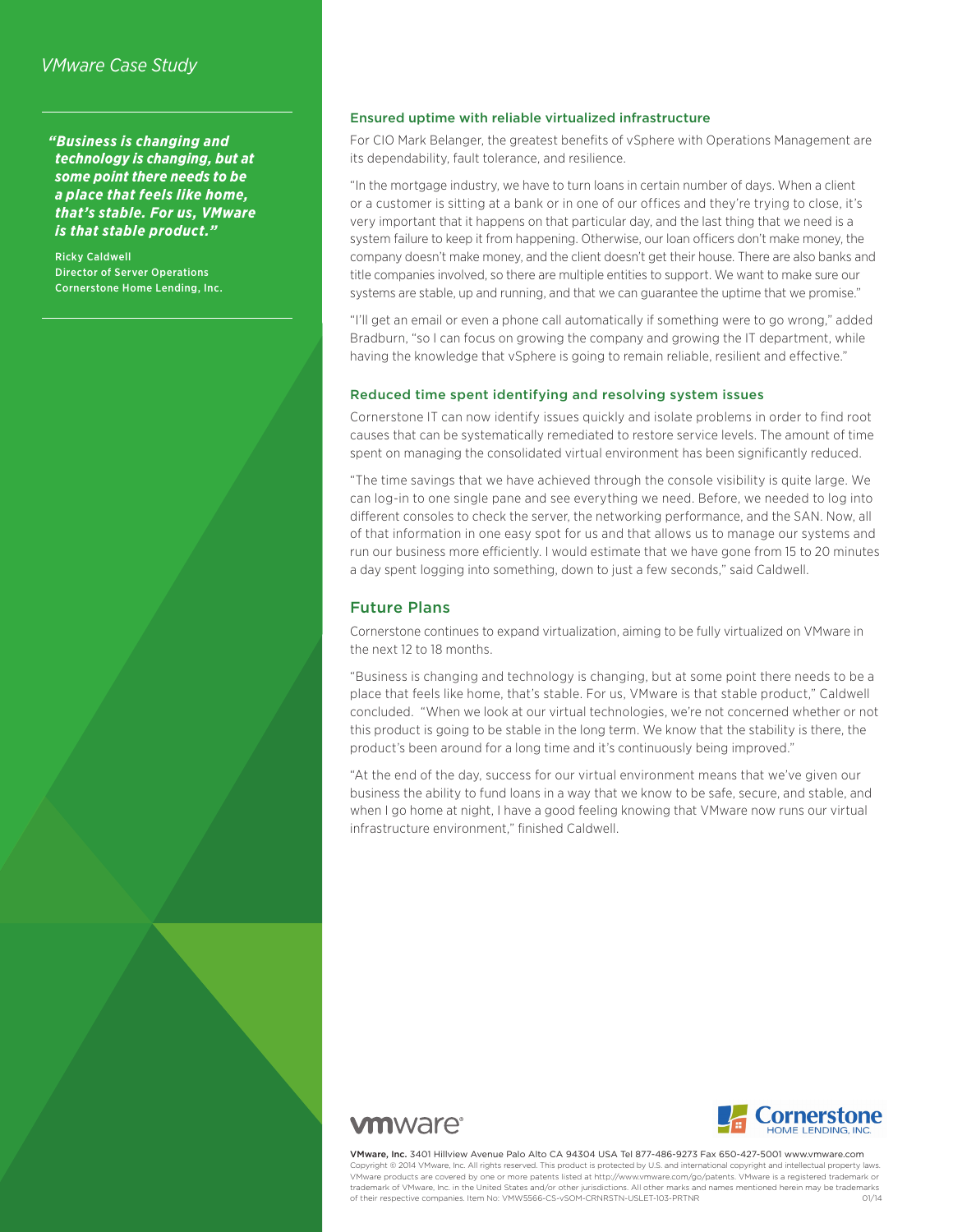> ***"Business is changing and technology is changing, but at some point there needs to be a place that feels like home, that's stable. For us, VMware is that stable product."***
>
> Ricky Caldwell
> Director of Server Operations
> Cornerstone Home Lending, Inc.

### Ensured uptime with reliable virtualized infrastructure

For CIO Mark Belanger, the greatest benefits of vSphere with Operations Management are its dependability, fault tolerance, and resilience.

"In the mortgage industry, we have to turn loans in certain number of days. When a client or a customer is sitting at a bank or in one of our offices and they're trying to close, it's very important that it happens on that particular day, and the last thing that we need is a system failure to keep it from happening. Otherwise, our loan officers don't make money, the company doesn't make money, and the client doesn't get their house. There are also banks and title companies involved, so there are multiple entities to support. We want to make sure our systems are stable, up and running, and that we can guarantee the uptime that we promise."

"I'll get an email or even a phone call automatically if something were to go wrong," added Bradburn, "so I can focus on growing the company and growing the IT department, while having the knowledge that vSphere is going to remain reliable, resilient and effective."

### Reduced time spent identifying and resolving system issues

Cornerstone IT can now identify issues quickly and isolate problems in order to find root causes that can be systematically remediated to restore service levels. The amount of time spent on managing the consolidated virtual environment has been significantly reduced.

"The time savings that we have achieved through the console visibility is quite large. We can log-in to one single pane and see everything we need. Before, we needed to log into different consoles to check the server, the networking performance, and the SAN. Now, all of that information in one easy spot for us and that allows us to manage our systems and run our business more efficiently. I would estimate that we have gone from 15 to 20 minutes a day spent logging into something, down to just a few seconds," said Caldwell.

## Future Plans

Cornerstone continues to expand virtualization, aiming to be fully virtualized on VMware in the next 12 to 18 months.

"Business is changing and technology is changing, but at some point there needs to be a place that feels like home, that's stable. For us, VMware is that stable product," Caldwell concluded. "When we look at our virtual technologies, we're not concerned whether or not this product is going to be stable in the long term. We know that the stability is there, the product's been around for a long time and it's continuously being improved."

"At the end of the day, success for our virtual environment means that we've given our business the ability to fund loans in a way that we know to be safe, secure, and stable, and when I go home at night, I have a good feeling knowing that VMware now runs our virtual infrastructure environment," finished Caldwell.

**VMware, Inc.** 3401 Hillview Avenue Palo Alto CA 94304 USA Tel 877-486-9273 Fax 650-427-5001 www.vmware.com
Copyright © 2014 VMware, Inc. All rights reserved. This product is protected by U.S. and international copyright and intellectual property laws. VMware products are covered by one or more patents listed at http://www.vmware.com/go/patents. VMware is a registered trademark or trademark of VMware, Inc. in the United States and/or other jurisdictions. All other marks and names mentioned herein may be trademarks of their respective companies. Item No: VMW5566-CS-vSOM-CRNRSTN-USLET-103-PRTNR 01/14